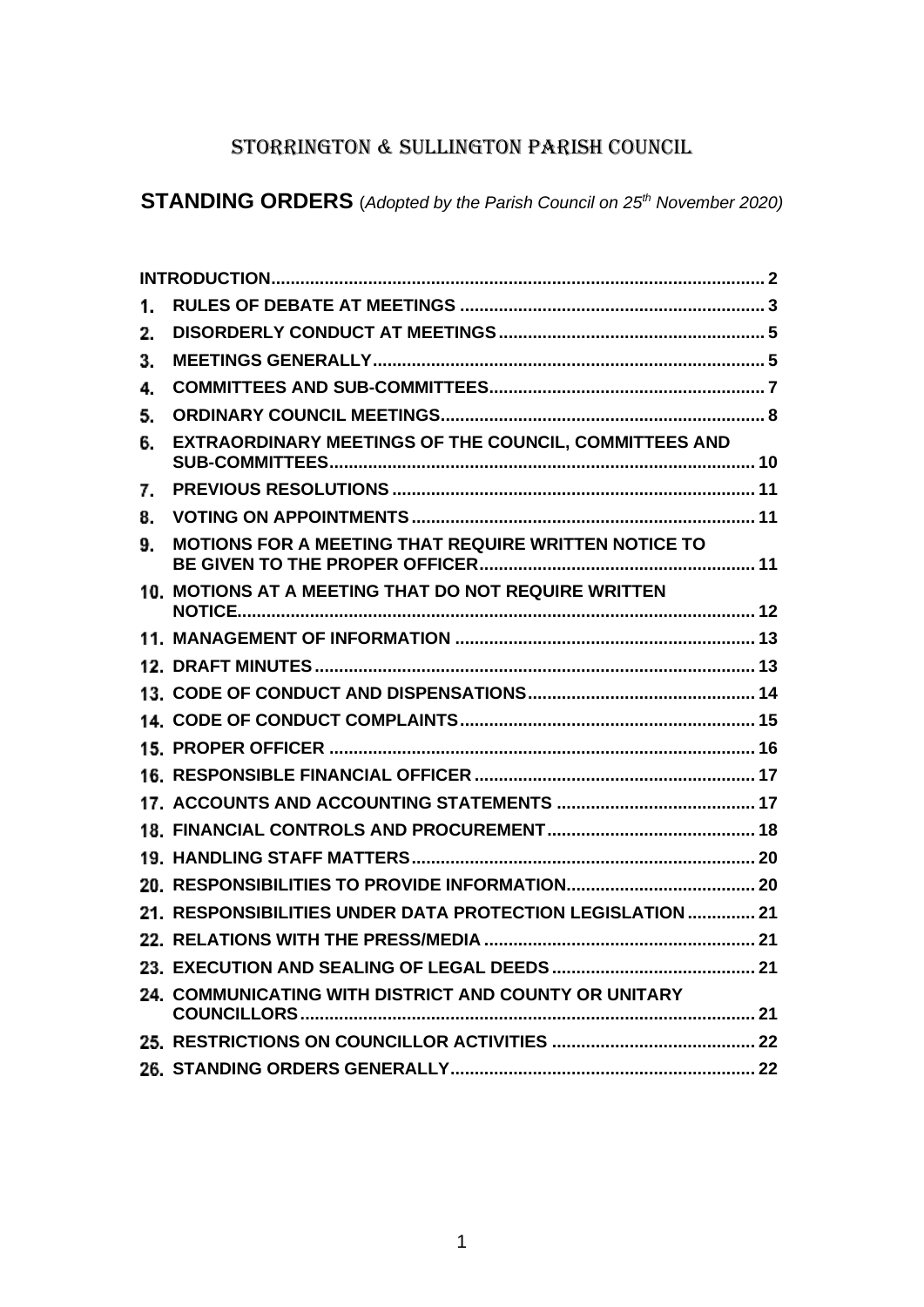# STORRINGTON & SULLINGTON PARISH COUNCIL

## STANDING ORDERS (*Adopted by the Parish Council on 25th November 2020)*

| | | |
|---|---|---|
| **INTRODUCTION** | | 2 |
| **1.** | **RULES OF DEBATE AT MEETINGS** | 3 |
| **2.** | **DISORDERLY CONDUCT AT MEETINGS** | 5 |
| **3.** | **MEETINGS GENERALLY** | 5 |
| **4.** | **COMMITTEES AND SUB-COMMITTEES** | 7 |
| **5.** | **ORDINARY COUNCIL MEETINGS** | 8 |
| **6.** | **EXTRAORDINARY MEETINGS OF THE COUNCIL, COMMITTEES AND SUB-COMMITTEES** | 10 |
| **7.** | **PREVIOUS RESOLUTIONS** | 11 |
| **8.** | **VOTING ON APPOINTMENTS** | 11 |
| **9.** | **MOTIONS FOR A MEETING THAT REQUIRE WRITTEN NOTICE TO BE GIVEN TO THE PROPER OFFICER** | 11 |
| **10.** | **MOTIONS AT A MEETING THAT DO NOT REQUIRE WRITTEN NOTICE** | 12 |
| **11.** | **MANAGEMENT OF INFORMATION** | 13 |
| **12.** | **DRAFT MINUTES** | 13 |
| **13.** | **CODE OF CONDUCT AND DISPENSATIONS** | 14 |
| **14.** | **CODE OF CONDUCT COMPLAINTS** | 15 |
| **15.** | **PROPER OFFICER** | 16 |
| **16.** | **RESPONSIBLE FINANCIAL OFFICER** | 17 |
| **17.** | **ACCOUNTS AND ACCOUNTING STATEMENTS** | 17 |
| **18.** | **FINANCIAL CONTROLS AND PROCUREMENT** | 18 |
| **19.** | **HANDLING STAFF MATTERS** | 20 |
| **20.** | **RESPONSIBILITIES TO PROVIDE INFORMATION** | 20 |
| **21.** | **RESPONSIBILITIES UNDER DATA PROTECTION LEGISLATION** | 21 |
| **22.** | **RELATIONS WITH THE PRESS/MEDIA** | 21 |
| **23.** | **EXECUTION AND SEALING OF LEGAL DEEDS** | 21 |
| **24.** | **COMMUNICATING WITH DISTRICT AND COUNTY OR UNITARY COUNCILLORS** | 21 |
| **25.** | **RESTRICTIONS ON COUNCILLOR ACTIVITIES** | 22 |
| **26.** | **STANDING ORDERS GENERALLY** | 22 |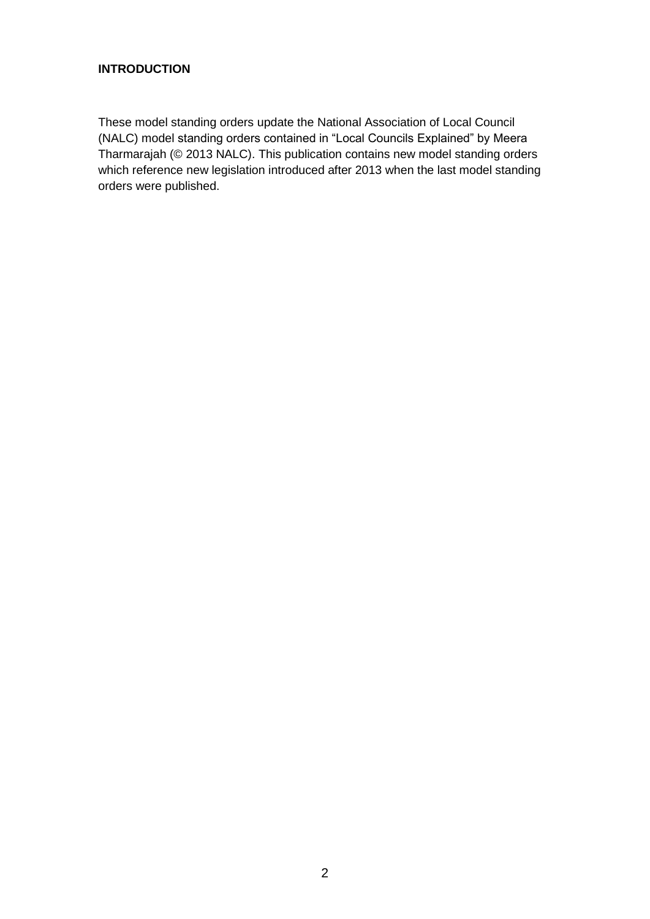# INTRODUCTION

These model standing orders update the National Association of Local Council (NALC) model standing orders contained in "Local Councils Explained" by Meera Tharmarajah (© 2013 NALC). This publication contains new model standing orders which reference new legislation introduced after 2013 when the last model standing orders were published.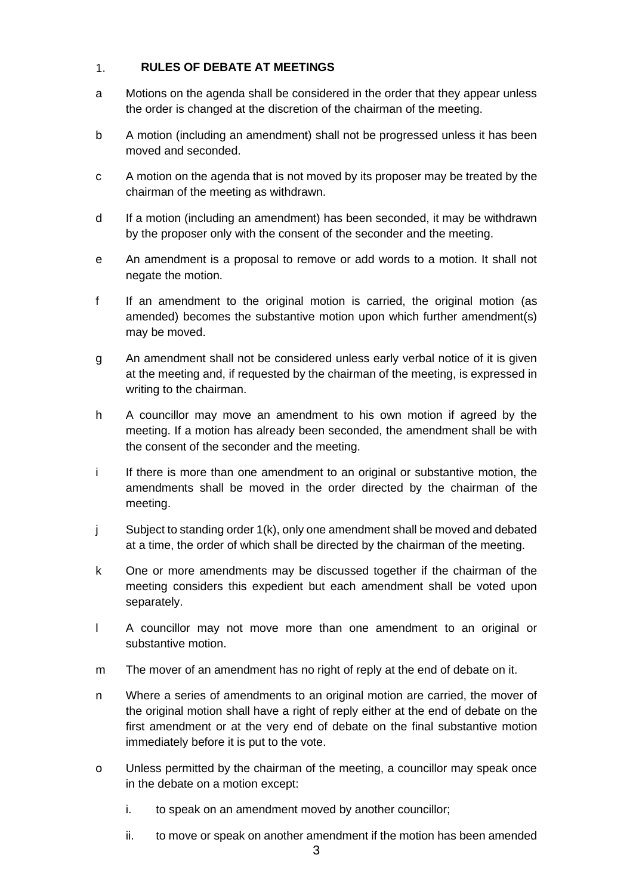## 1. RULES OF DEBATE AT MEETINGS

a Motions on the agenda shall be considered in the order that they appear unless the order is changed at the discretion of the chairman of the meeting.

b A motion (including an amendment) shall not be progressed unless it has been moved and seconded.

c A motion on the agenda that is not moved by its proposer may be treated by the chairman of the meeting as withdrawn.

d If a motion (including an amendment) has been seconded, it may be withdrawn by the proposer only with the consent of the seconder and the meeting.

e An amendment is a proposal to remove or add words to a motion. It shall not negate the motion.

f If an amendment to the original motion is carried, the original motion (as amended) becomes the substantive motion upon which further amendment(s) may be moved.

g An amendment shall not be considered unless early verbal notice of it is given at the meeting and, if requested by the chairman of the meeting, is expressed in writing to the chairman.

h A councillor may move an amendment to his own motion if agreed by the meeting. If a motion has already been seconded, the amendment shall be with the consent of the seconder and the meeting.

i If there is more than one amendment to an original or substantive motion, the amendments shall be moved in the order directed by the chairman of the meeting.

j Subject to standing order 1(k), only one amendment shall be moved and debated at a time, the order of which shall be directed by the chairman of the meeting.

k One or more amendments may be discussed together if the chairman of the meeting considers this expedient but each amendment shall be voted upon separately.

l A councillor may not move more than one amendment to an original or substantive motion.

m The mover of an amendment has no right of reply at the end of debate on it.

n Where a series of amendments to an original motion are carried, the mover of the original motion shall have a right of reply either at the end of debate on the first amendment or at the very end of debate on the final substantive motion immediately before it is put to the vote.

o Unless permitted by the chairman of the meeting, a councillor may speak once in the debate on a motion except:

   i. to speak on an amendment moved by another councillor;

   ii. to move or speak on another amendment if the motion has been amended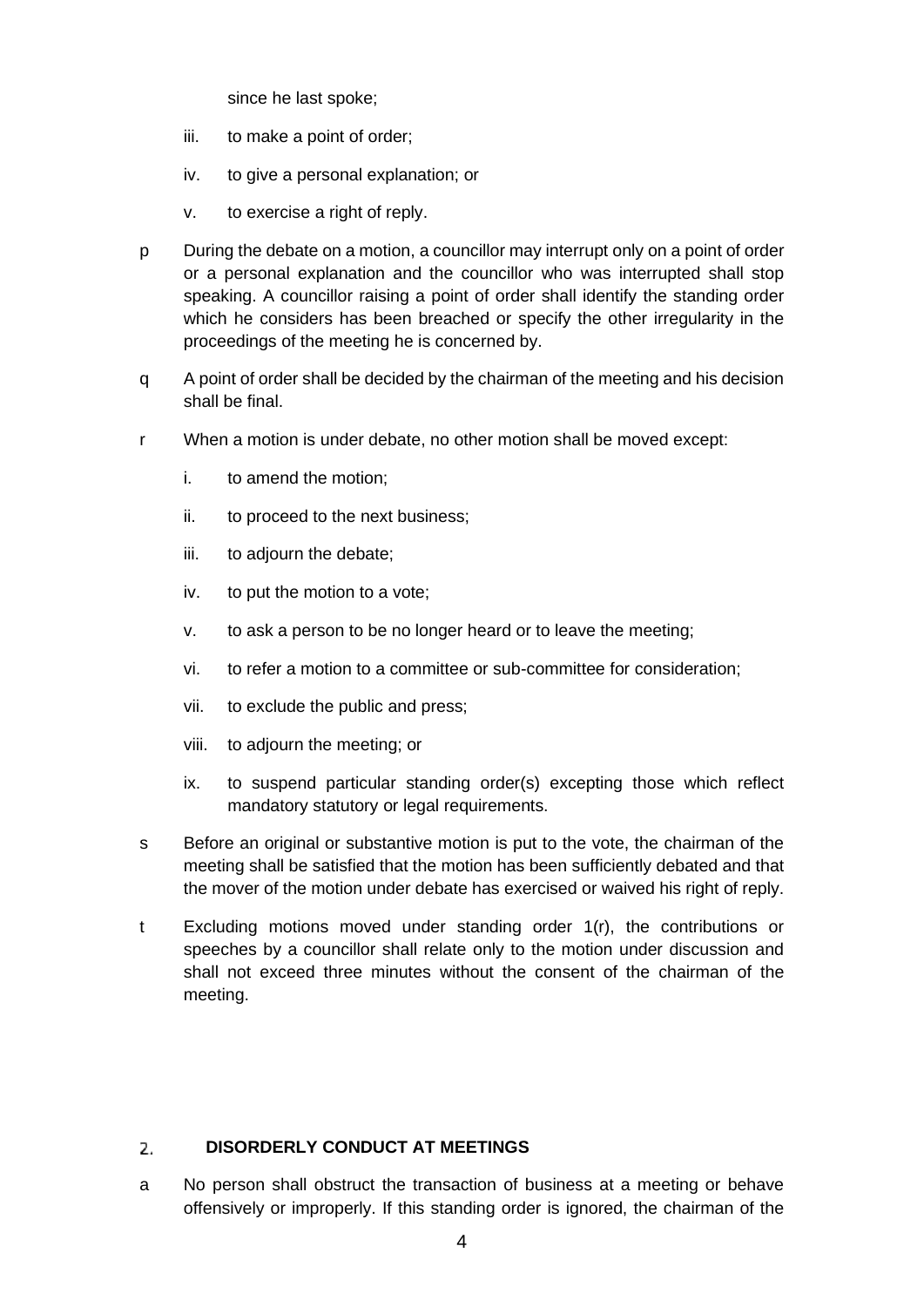since he last spoke;

iii. to make a point of order;

iv. to give a personal explanation; or

v. to exercise a right of reply.

p During the debate on a motion, a councillor may interrupt only on a point of order or a personal explanation and the councillor who was interrupted shall stop speaking. A councillor raising a point of order shall identify the standing order which he considers has been breached or specify the other irregularity in the proceedings of the meeting he is concerned by.

q A point of order shall be decided by the chairman of the meeting and his decision shall be final.

r When a motion is under debate, no other motion shall be moved except:

i. to amend the motion;

ii. to proceed to the next business;

iii. to adjourn the debate;

iv. to put the motion to a vote;

v. to ask a person to be no longer heard or to leave the meeting;

vi. to refer a motion to a committee or sub-committee for consideration;

vii. to exclude the public and press;

viii. to adjourn the meeting; or

ix. to suspend particular standing order(s) excepting those which reflect mandatory statutory or legal requirements.

s Before an original or substantive motion is put to the vote, the chairman of the meeting shall be satisfied that the motion has been sufficiently debated and that the mover of the motion under debate has exercised or waived his right of reply.

t Excluding motions moved under standing order 1(r), the contributions or speeches by a councillor shall relate only to the motion under discussion and shall not exceed three minutes without the consent of the chairman of the meeting.

## 2. DISORDERLY CONDUCT AT MEETINGS

a No person shall obstruct the transaction of business at a meeting or behave offensively or improperly. If this standing order is ignored, the chairman of the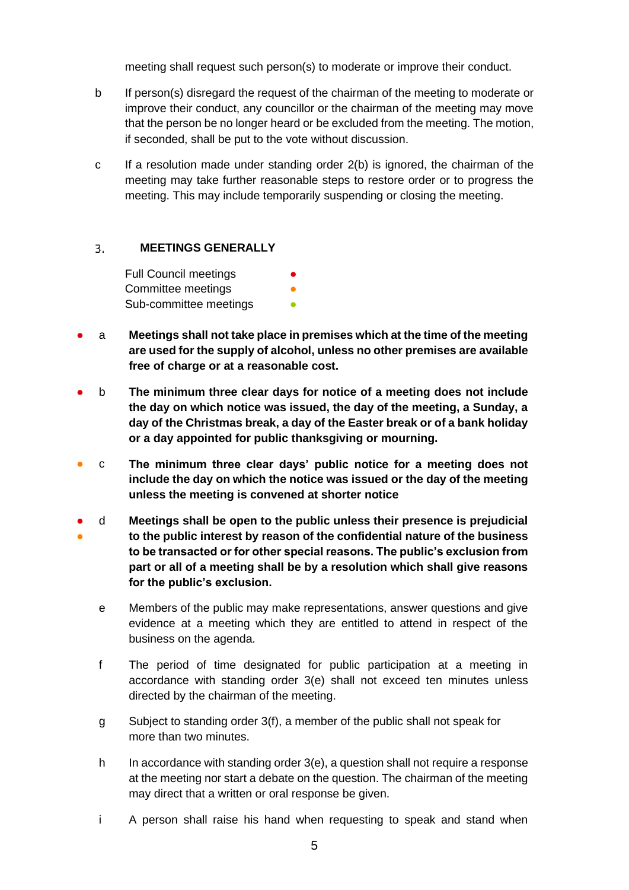meeting shall request such person(s) to moderate or improve their conduct.

b If person(s) disregard the request of the chairman of the meeting to moderate or improve their conduct, any councillor or the chairman of the meeting may move that the person be no longer heard or be excluded from the meeting. The motion, if seconded, shall be put to the vote without discussion.

c If a resolution made under standing order 2(b) is ignored, the chairman of the meeting may take further reasonable steps to restore order or to progress the meeting. This may include temporarily suspending or closing the meeting.

## 3. MEETINGS GENERALLY

Full Council meetings ●
Committee meetings ●
Sub-committee meetings ●

● a **Meetings shall not take place in premises which at the time of the meeting are used for the supply of alcohol, unless no other premises are available free of charge or at a reasonable cost.**

● b **The minimum three clear days for notice of a meeting does not include the day on which notice was issued, the day of the meeting, a Sunday, a day of the Christmas break, a day of the Easter break or of a bank holiday or a day appointed for public thanksgiving or mourning.**

● c **The minimum three clear days' public notice for a meeting does not include the day on which the notice was issued or the day of the meeting unless the meeting is convened at shorter notice**

● ● d **Meetings shall be open to the public unless their presence is prejudicial to the public interest by reason of the confidential nature of the business to be transacted or for other special reasons. The public's exclusion from part or all of a meeting shall be by a resolution which shall give reasons for the public's exclusion.**

e Members of the public may make representations, answer questions and give evidence at a meeting which they are entitled to attend in respect of the business on the agenda.

f The period of time designated for public participation at a meeting in accordance with standing order 3(e) shall not exceed ten minutes unless directed by the chairman of the meeting.

g Subject to standing order 3(f), a member of the public shall not speak for more than two minutes.

h In accordance with standing order 3(e), a question shall not require a response at the meeting nor start a debate on the question. The chairman of the meeting may direct that a written or oral response be given.

i A person shall raise his hand when requesting to speak and stand when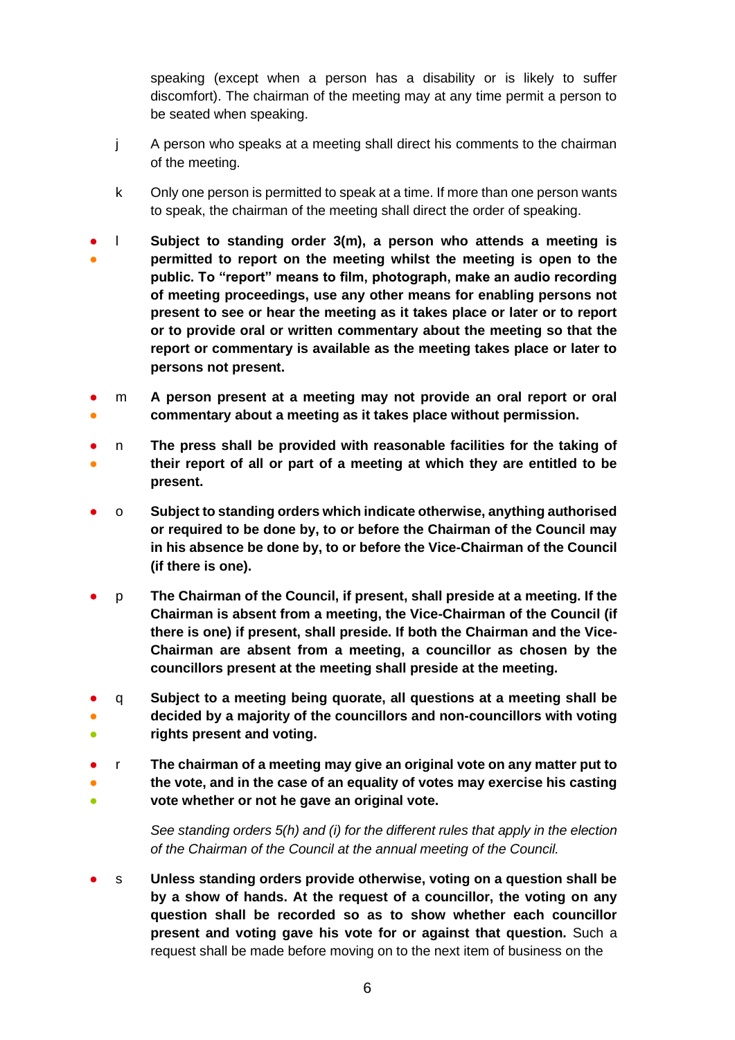speaking (except when a person has a disability or is likely to suffer discomfort). The chairman of the meeting may at any time permit a person to be seated when speaking.

j A person who speaks at a meeting shall direct his comments to the chairman of the meeting.

k Only one person is permitted to speak at a time. If more than one person wants to speak, the chairman of the meeting shall direct the order of speaking.

● ● l **Subject to standing order 3(m), a person who attends a meeting is permitted to report on the meeting whilst the meeting is open to the public. To "report" means to film, photograph, make an audio recording of meeting proceedings, use any other means for enabling persons not present to see or hear the meeting as it takes place or later or to report or to provide oral or written commentary about the meeting so that the report or commentary is available as the meeting takes place or later to persons not present.**

● ● m **A person present at a meeting may not provide an oral report or oral commentary about a meeting as it takes place without permission.**

● ● n **The press shall be provided with reasonable facilities for the taking of their report of all or part of a meeting at which they are entitled to be present.**

● o **Subject to standing orders which indicate otherwise, anything authorised or required to be done by, to or before the Chairman of the Council may in his absence be done by, to or before the Vice-Chairman of the Council (if there is one).**

● p **The Chairman of the Council, if present, shall preside at a meeting. If the Chairman is absent from a meeting, the Vice-Chairman of the Council (if there is one) if present, shall preside. If both the Chairman and the Vice-Chairman are absent from a meeting, a councillor as chosen by the councillors present at the meeting shall preside at the meeting.**

● ● ● q **Subject to a meeting being quorate, all questions at a meeting shall be decided by a majority of the councillors and non-councillors with voting rights present and voting.**

● ● ● r **The chairman of a meeting may give an original vote on any matter put to the vote, and in the case of an equality of votes may exercise his casting vote whether or not he gave an original vote.**

*See standing orders 5(h) and (i) for the different rules that apply in the election of the Chairman of the Council at the annual meeting of the Council.*

● s **Unless standing orders provide otherwise, voting on a question shall be by a show of hands. At the request of a councillor, the voting on any question shall be recorded so as to show whether each councillor present and voting gave his vote for or against that question.** Such a request shall be made before moving on to the next item of business on the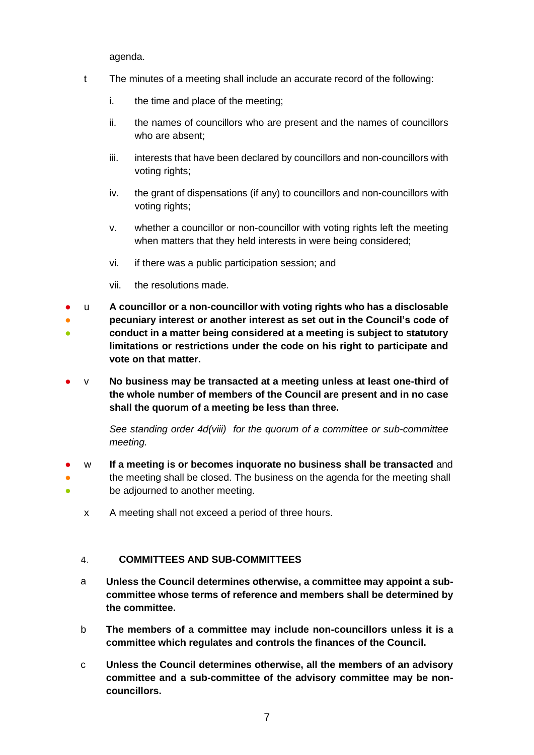agenda.

t The minutes of a meeting shall include an accurate record of the following:

i. the time and place of the meeting;

ii. the names of councillors who are present and the names of councillors who are absent;

iii. interests that have been declared by councillors and non-councillors with voting rights;

iv. the grant of dispensations (if any) to councillors and non-councillors with voting rights;

v. whether a councillor or non-councillor with voting rights left the meeting when matters that they held interests in were being considered;

vi. if there was a public participation session; and

vii. the resolutions made.

● ● ● u **A councillor or a non-councillor with voting rights who has a disclosable pecuniary interest or another interest as set out in the Council's code of conduct in a matter being considered at a meeting is subject to statutory limitations or restrictions under the code on his right to participate and vote on that matter.**

● v **No business may be transacted at a meeting unless at least one-third of the whole number of members of the Council are present and in no case shall the quorum of a meeting be less than three.**

*See standing order 4d(viii) for the quorum of a committee or sub-committee meeting.*

● ● ● w **If a meeting is or becomes inquorate no business shall be transacted** and the meeting shall be closed. The business on the agenda for the meeting shall be adjourned to another meeting.

x A meeting shall not exceed a period of three hours.

## 4. COMMITTEES AND SUB-COMMITTEES

a **Unless the Council determines otherwise, a committee may appoint a sub-committee whose terms of reference and members shall be determined by the committee.**

b **The members of a committee may include non-councillors unless it is a committee which regulates and controls the finances of the Council.**

c **Unless the Council determines otherwise, all the members of an advisory committee and a sub-committee of the advisory committee may be non-councillors.**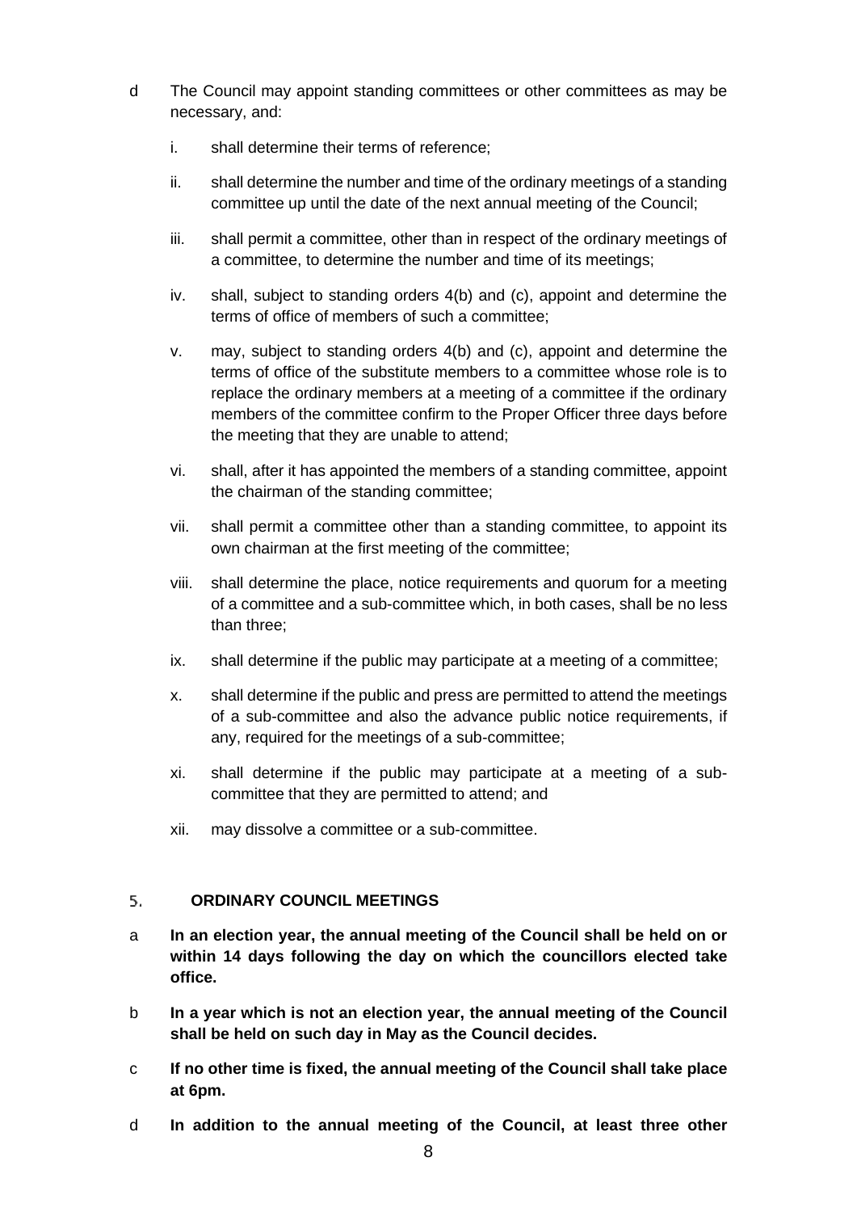d The Council may appoint standing committees or other committees as may be necessary, and:

   i. shall determine their terms of reference;

   ii. shall determine the number and time of the ordinary meetings of a standing committee up until the date of the next annual meeting of the Council;

   iii. shall permit a committee, other than in respect of the ordinary meetings of a committee, to determine the number and time of its meetings;

   iv. shall, subject to standing orders 4(b) and (c), appoint and determine the terms of office of members of such a committee;

   v. may, subject to standing orders 4(b) and (c), appoint and determine the terms of office of the substitute members to a committee whose role is to replace the ordinary members at a meeting of a committee if the ordinary members of the committee confirm to the Proper Officer three days before the meeting that they are unable to attend;

   vi. shall, after it has appointed the members of a standing committee, appoint the chairman of the standing committee;

   vii. shall permit a committee other than a standing committee, to appoint its own chairman at the first meeting of the committee;

   viii. shall determine the place, notice requirements and quorum for a meeting of a committee and a sub-committee which, in both cases, shall be no less than three;

   ix. shall determine if the public may participate at a meeting of a committee;

   x. shall determine if the public and press are permitted to attend the meetings of a sub-committee and also the advance public notice requirements, if any, required for the meetings of a sub-committee;

   xi. shall determine if the public may participate at a meeting of a sub-committee that they are permitted to attend; and

   xii. may dissolve a committee or a sub-committee.

## 5. ORDINARY COUNCIL MEETINGS

a **In an election year, the annual meeting of the Council shall be held on or within 14 days following the day on which the councillors elected take office.**

b **In a year which is not an election year, the annual meeting of the Council shall be held on such day in May as the Council decides.**

c **If no other time is fixed, the annual meeting of the Council shall take place at 6pm.**

d **In addition to the annual meeting of the Council, at least three other**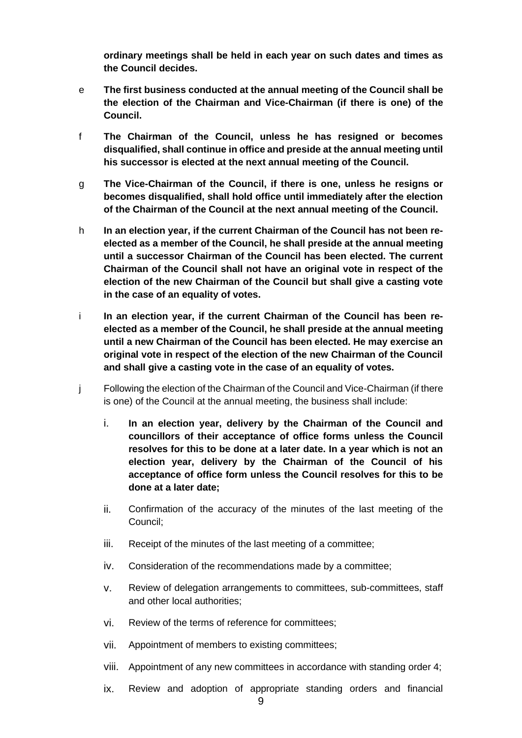**ordinary meetings shall be held in each year on such dates and times as the Council decides.**

e **The first business conducted at the annual meeting of the Council shall be the election of the Chairman and Vice-Chairman (if there is one) of the Council.**

f **The Chairman of the Council, unless he has resigned or becomes disqualified, shall continue in office and preside at the annual meeting until his successor is elected at the next annual meeting of the Council.**

g **The Vice-Chairman of the Council, if there is one, unless he resigns or becomes disqualified, shall hold office until immediately after the election of the Chairman of the Council at the next annual meeting of the Council.**

h **In an election year, if the current Chairman of the Council has not been re-elected as a member of the Council, he shall preside at the annual meeting until a successor Chairman of the Council has been elected. The current Chairman of the Council shall not have an original vote in respect of the election of the new Chairman of the Council but shall give a casting vote in the case of an equality of votes.**

i **In an election year, if the current Chairman of the Council has been re-elected as a member of the Council, he shall preside at the annual meeting until a new Chairman of the Council has been elected. He may exercise an original vote in respect of the election of the new Chairman of the Council and shall give a casting vote in the case of an equality of votes.**

j Following the election of the Chairman of the Council and Vice-Chairman (if there is one) of the Council at the annual meeting, the business shall include:

i. **In an election year, delivery by the Chairman of the Council and councillors of their acceptance of office forms unless the Council resolves for this to be done at a later date. In a year which is not an election year, delivery by the Chairman of the Council of his acceptance of office form unless the Council resolves for this to be done at a later date;**

ii. Confirmation of the accuracy of the minutes of the last meeting of the Council;

iii. Receipt of the minutes of the last meeting of a committee;

iv. Consideration of the recommendations made by a committee;

v. Review of delegation arrangements to committees, sub-committees, staff and other local authorities;

vi. Review of the terms of reference for committees;

vii. Appointment of members to existing committees;

viii. Appointment of any new committees in accordance with standing order 4;

ix. Review and adoption of appropriate standing orders and financial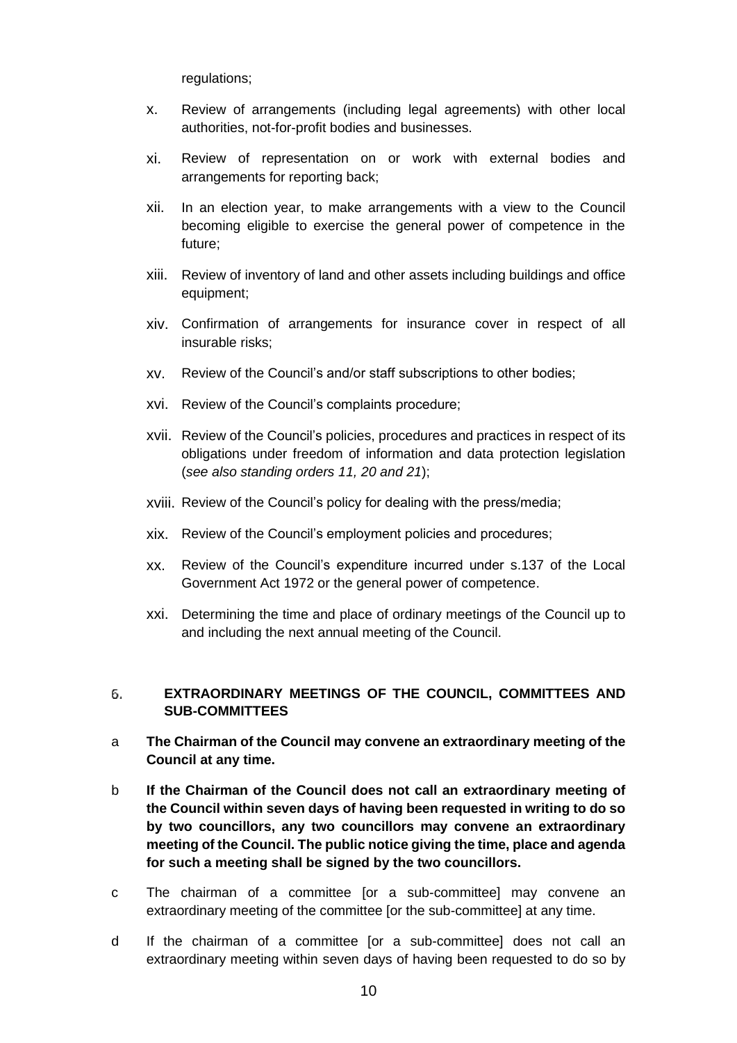regulations;

x. Review of arrangements (including legal agreements) with other local authorities, not-for-profit bodies and businesses.

xi. Review of representation on or work with external bodies and arrangements for reporting back;

xii. In an election year, to make arrangements with a view to the Council becoming eligible to exercise the general power of competence in the future;

xiii. Review of inventory of land and other assets including buildings and office equipment;

xiv. Confirmation of arrangements for insurance cover in respect of all insurable risks;

xv. Review of the Council's and/or staff subscriptions to other bodies;

xvi. Review of the Council's complaints procedure;

xvii. Review of the Council's policies, procedures and practices in respect of its obligations under freedom of information and data protection legislation (*see also standing orders 11, 20 and 21*);

xviii. Review of the Council's policy for dealing with the press/media;

xix. Review of the Council's employment policies and procedures;

xx. Review of the Council's expenditure incurred under s.137 of the Local Government Act 1972 or the general power of competence.

xxi. Determining the time and place of ordinary meetings of the Council up to and including the next annual meeting of the Council.

## 6. EXTRAORDINARY MEETINGS OF THE COUNCIL, COMMITTEES AND SUB-COMMITTEES

a **The Chairman of the Council may convene an extraordinary meeting of the Council at any time.**

b **If the Chairman of the Council does not call an extraordinary meeting of the Council within seven days of having been requested in writing to do so by two councillors, any two councillors may convene an extraordinary meeting of the Council. The public notice giving the time, place and agenda for such a meeting shall be signed by the two councillors.**

c The chairman of a committee [or a sub-committee] may convene an extraordinary meeting of the committee [or the sub-committee] at any time.

d If the chairman of a committee [or a sub-committee] does not call an extraordinary meeting within seven days of having been requested to do so by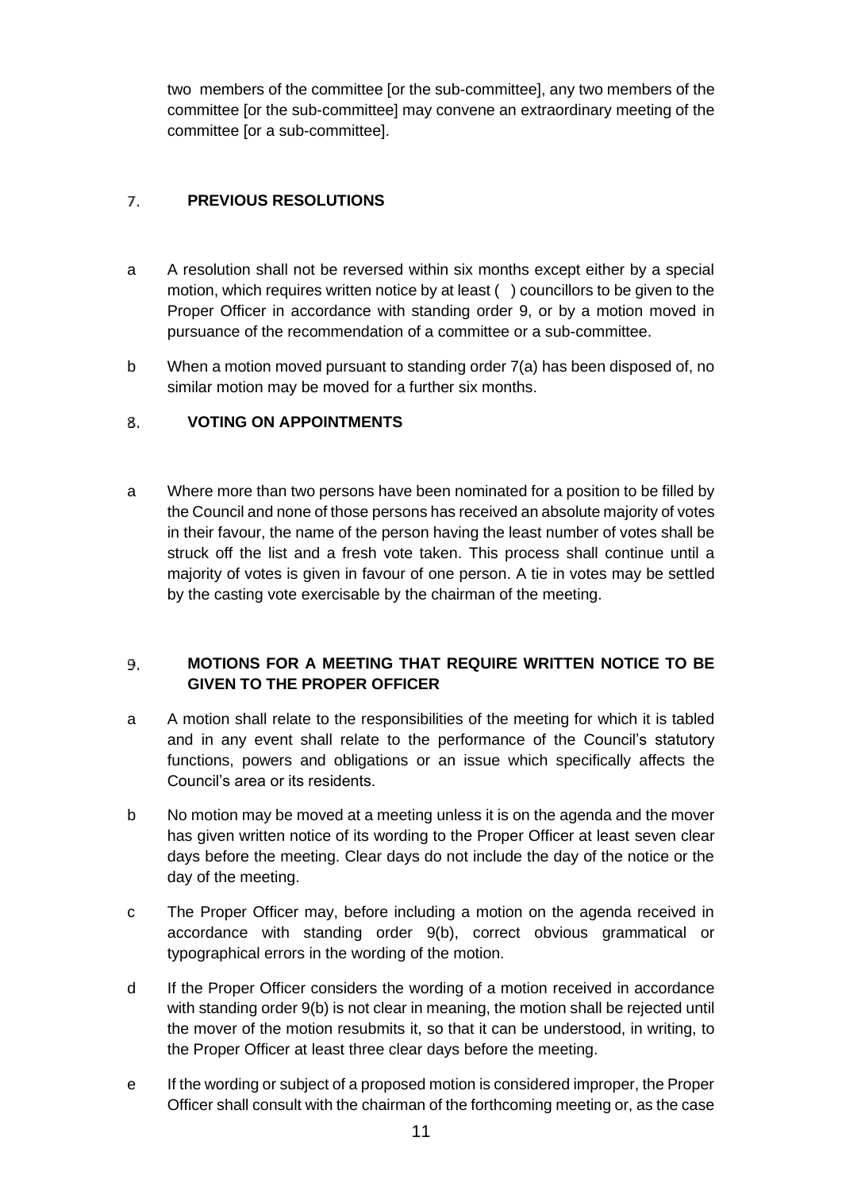two members of the committee [or the sub-committee], any two members of the committee [or the sub-committee] may convene an extraordinary meeting of the committee [or a sub-committee].

## 7. PREVIOUS RESOLUTIONS

a A resolution shall not be reversed within six months except either by a special motion, which requires written notice by at least ( ) councillors to be given to the Proper Officer in accordance with standing order 9, or by a motion moved in pursuance of the recommendation of a committee or a sub-committee.

b When a motion moved pursuant to standing order 7(a) has been disposed of, no similar motion may be moved for a further six months.

## 8. VOTING ON APPOINTMENTS

a Where more than two persons have been nominated for a position to be filled by the Council and none of those persons has received an absolute majority of votes in their favour, the name of the person having the least number of votes shall be struck off the list and a fresh vote taken. This process shall continue until a majority of votes is given in favour of one person. A tie in votes may be settled by the casting vote exercisable by the chairman of the meeting.

## 9. MOTIONS FOR A MEETING THAT REQUIRE WRITTEN NOTICE TO BE GIVEN TO THE PROPER OFFICER

a A motion shall relate to the responsibilities of the meeting for which it is tabled and in any event shall relate to the performance of the Council's statutory functions, powers and obligations or an issue which specifically affects the Council's area or its residents.

b No motion may be moved at a meeting unless it is on the agenda and the mover has given written notice of its wording to the Proper Officer at least seven clear days before the meeting. Clear days do not include the day of the notice or the day of the meeting.

c The Proper Officer may, before including a motion on the agenda received in accordance with standing order 9(b), correct obvious grammatical or typographical errors in the wording of the motion.

d If the Proper Officer considers the wording of a motion received in accordance with standing order 9(b) is not clear in meaning, the motion shall be rejected until the mover of the motion resubmits it, so that it can be understood, in writing, to the Proper Officer at least three clear days before the meeting.

e If the wording or subject of a proposed motion is considered improper, the Proper Officer shall consult with the chairman of the forthcoming meeting or, as the case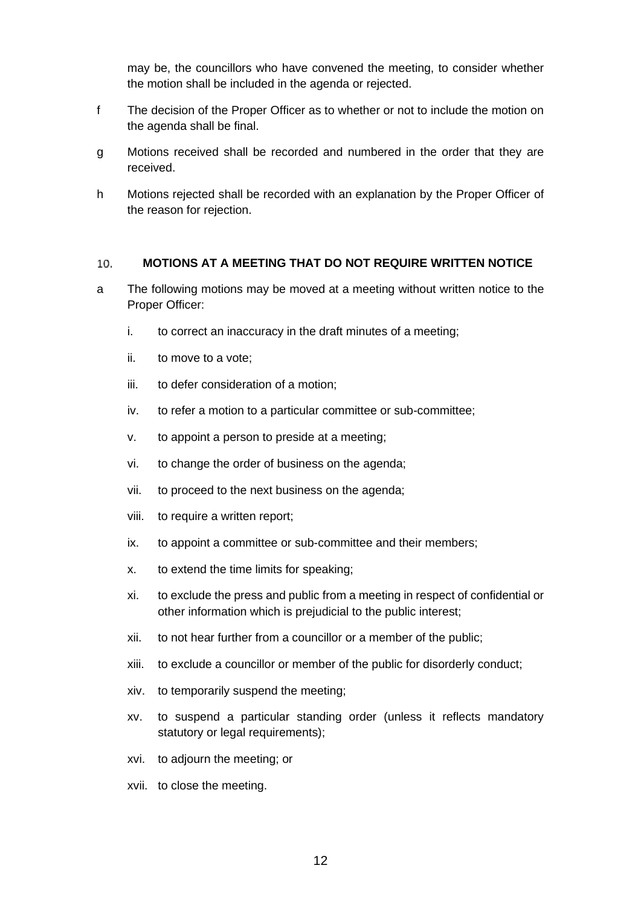may be, the councillors who have convened the meeting, to consider whether the motion shall be included in the agenda or rejected.

f The decision of the Proper Officer as to whether or not to include the motion on the agenda shall be final.

g Motions received shall be recorded and numbered in the order that they are received.

h Motions rejected shall be recorded with an explanation by the Proper Officer of the reason for rejection.

## 10. MOTIONS AT A MEETING THAT DO NOT REQUIRE WRITTEN NOTICE

a The following motions may be moved at a meeting without written notice to the Proper Officer:

i. to correct an inaccuracy in the draft minutes of a meeting;

ii. to move to a vote;

iii. to defer consideration of a motion;

iv. to refer a motion to a particular committee or sub-committee;

v. to appoint a person to preside at a meeting;

vi. to change the order of business on the agenda;

vii. to proceed to the next business on the agenda;

viii. to require a written report;

ix. to appoint a committee or sub-committee and their members;

x. to extend the time limits for speaking;

xi. to exclude the press and public from a meeting in respect of confidential or other information which is prejudicial to the public interest;

xii. to not hear further from a councillor or a member of the public;

xiii. to exclude a councillor or member of the public for disorderly conduct;

xiv. to temporarily suspend the meeting;

xv. to suspend a particular standing order (unless it reflects mandatory statutory or legal requirements);

xvi. to adjourn the meeting; or

xvii. to close the meeting.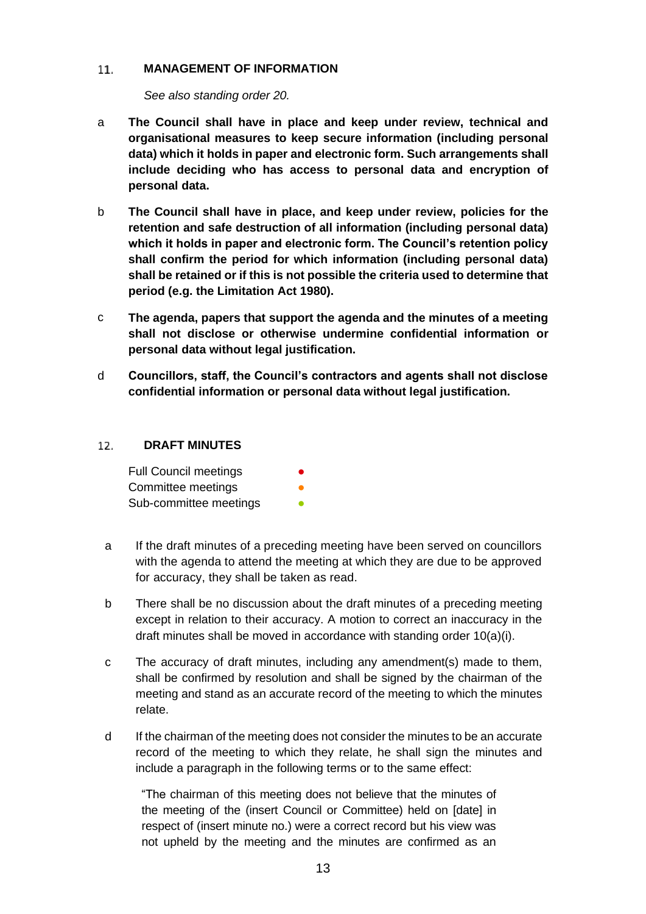## 11. MANAGEMENT OF INFORMATION

*See also standing order 20.*

a **The Council shall have in place and keep under review, technical and organisational measures to keep secure information (including personal data) which it holds in paper and electronic form. Such arrangements shall include deciding who has access to personal data and encryption of personal data.**

b **The Council shall have in place, and keep under review, policies for the retention and safe destruction of all information (including personal data) which it holds in paper and electronic form. The Council's retention policy shall confirm the period for which information (including personal data) shall be retained or if this is not possible the criteria used to determine that period (e.g. the Limitation Act 1980).**

c **The agenda, papers that support the agenda and the minutes of a meeting shall not disclose or otherwise undermine confidential information or personal data without legal justification.**

d **Councillors, staff, the Council's contractors and agents shall not disclose confidential information or personal data without legal justification.**

## 12. DRAFT MINUTES

Full Council meetings ●
Committee meetings ●
Sub-committee meetings ●

a If the draft minutes of a preceding meeting have been served on councillors with the agenda to attend the meeting at which they are due to be approved for accuracy, they shall be taken as read.

b There shall be no discussion about the draft minutes of a preceding meeting except in relation to their accuracy. A motion to correct an inaccuracy in the draft minutes shall be moved in accordance with standing order 10(a)(i).

c The accuracy of draft minutes, including any amendment(s) made to them, shall be confirmed by resolution and shall be signed by the chairman of the meeting and stand as an accurate record of the meeting to which the minutes relate.

d If the chairman of the meeting does not consider the minutes to be an accurate record of the meeting to which they relate, he shall sign the minutes and include a paragraph in the following terms or to the same effect:

"The chairman of this meeting does not believe that the minutes of the meeting of the (insert Council or Committee) held on [date] in respect of (insert minute no.) were a correct record but his view was not upheld by the meeting and the minutes are confirmed as an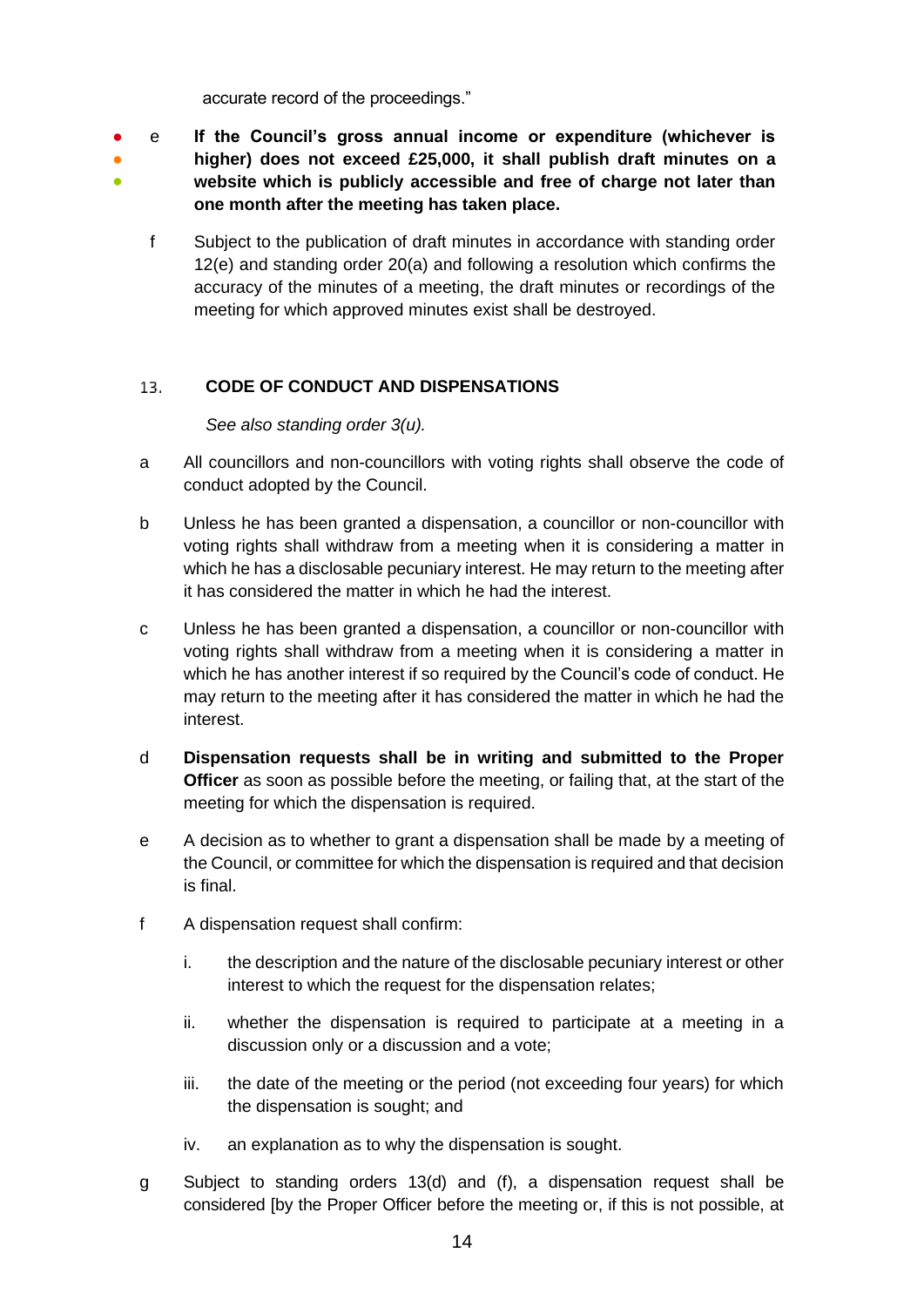accurate record of the proceedings."

- e **If the Council's gross annual income or expenditure (whichever is higher) does not exceed £25,000, it shall publish draft minutes on a website which is publicly accessible and free of charge not later than one month after the meeting has taken place.**

- f Subject to the publication of draft minutes in accordance with standing order 12(e) and standing order 20(a) and following a resolution which confirms the accuracy of the minutes of a meeting, the draft minutes or recordings of the meeting for which approved minutes exist shall be destroyed.

## 13. CODE OF CONDUCT AND DISPENSATIONS

*See also standing order 3(u).*

a All councillors and non-councillors with voting rights shall observe the code of conduct adopted by the Council.

b Unless he has been granted a dispensation, a councillor or non-councillor with voting rights shall withdraw from a meeting when it is considering a matter in which he has a disclosable pecuniary interest. He may return to the meeting after it has considered the matter in which he had the interest.

c Unless he has been granted a dispensation, a councillor or non-councillor with voting rights shall withdraw from a meeting when it is considering a matter in which he has another interest if so required by the Council's code of conduct. He may return to the meeting after it has considered the matter in which he had the interest.

d **Dispensation requests shall be in writing and submitted to the Proper Officer** as soon as possible before the meeting, or failing that, at the start of the meeting for which the dispensation is required.

e A decision as to whether to grant a dispensation shall be made by a meeting of the Council, or committee for which the dispensation is required and that decision is final.

f A dispensation request shall confirm:

i. the description and the nature of the disclosable pecuniary interest or other interest to which the request for the dispensation relates;

ii. whether the dispensation is required to participate at a meeting in a discussion only or a discussion and a vote;

iii. the date of the meeting or the period (not exceeding four years) for which the dispensation is sought; and

iv. an explanation as to why the dispensation is sought.

g Subject to standing orders 13(d) and (f), a dispensation request shall be considered [by the Proper Officer before the meeting or, if this is not possible, at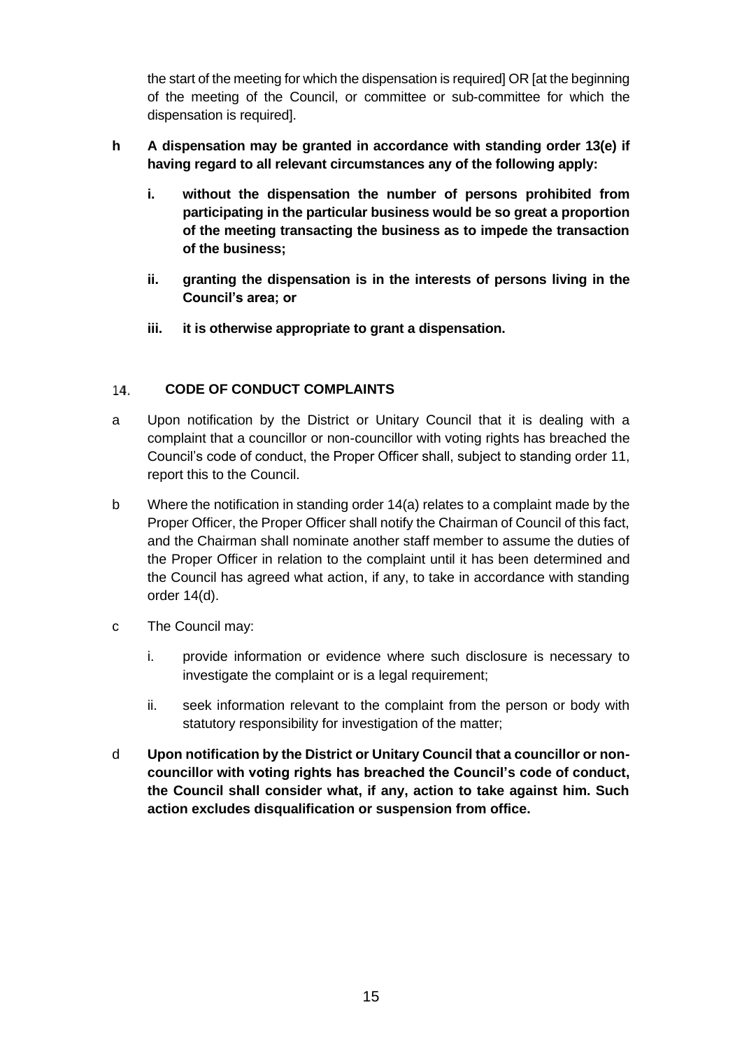the start of the meeting for which the dispensation is required] OR [at the beginning of the meeting of the Council, or committee or sub-committee for which the dispensation is required].

**h A dispensation may be granted in accordance with standing order 13(e) if having regard to all relevant circumstances any of the following apply:**

- **i. without the dispensation the number of persons prohibited from participating in the particular business would be so great a proportion of the meeting transacting the business as to impede the transaction of the business;**
- **ii. granting the dispensation is in the interests of persons living in the Council's area; or**
- **iii. it is otherwise appropriate to grant a dispensation.**

## 14. CODE OF CONDUCT COMPLAINTS

a Upon notification by the District or Unitary Council that it is dealing with a complaint that a councillor or non-councillor with voting rights has breached the Council's code of conduct, the Proper Officer shall, subject to standing order 11, report this to the Council.

b Where the notification in standing order 14(a) relates to a complaint made by the Proper Officer, the Proper Officer shall notify the Chairman of Council of this fact, and the Chairman shall nominate another staff member to assume the duties of the Proper Officer in relation to the complaint until it has been determined and the Council has agreed what action, if any, to take in accordance with standing order 14(d).

c The Council may:

- i. provide information or evidence where such disclosure is necessary to investigate the complaint or is a legal requirement;
- ii. seek information relevant to the complaint from the person or body with statutory responsibility for investigation of the matter;

**d Upon notification by the District or Unitary Council that a councillor or non-councillor with voting rights has breached the Council's code of conduct, the Council shall consider what, if any, action to take against him. Such action excludes disqualification or suspension from office.**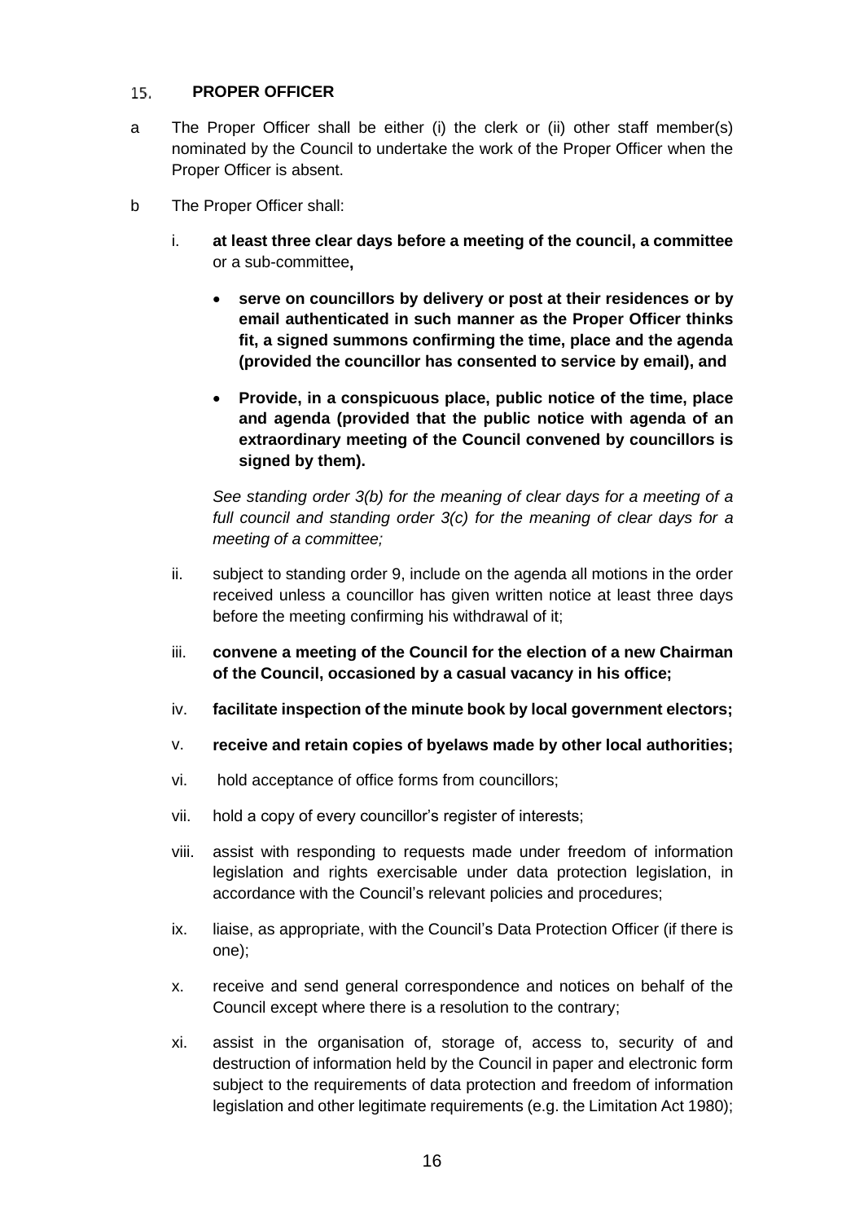## 15. PROPER OFFICER

a The Proper Officer shall be either (i) the clerk or (ii) other staff member(s) nominated by the Council to undertake the work of the Proper Officer when the Proper Officer is absent.

b The Proper Officer shall:

i. **at least three clear days before a meeting of the council, a committee** or a sub-committee**,**

- **serve on councillors by delivery or post at their residences or by email authenticated in such manner as the Proper Officer thinks fit, a signed summons confirming the time, place and the agenda (provided the councillor has consented to service by email), and**
- **Provide, in a conspicuous place, public notice of the time, place and agenda (provided that the public notice with agenda of an extraordinary meeting of the Council convened by councillors is signed by them).**

*See standing order 3(b) for the meaning of clear days for a meeting of a full council and standing order 3(c) for the meaning of clear days for a meeting of a committee;*

ii. subject to standing order 9, include on the agenda all motions in the order received unless a councillor has given written notice at least three days before the meeting confirming his withdrawal of it;

iii. **convene a meeting of the Council for the election of a new Chairman of the Council, occasioned by a casual vacancy in his office;**

iv. **facilitate inspection of the minute book by local government electors;**

v. **receive and retain copies of byelaws made by other local authorities;**

vi. hold acceptance of office forms from councillors;

vii. hold a copy of every councillor's register of interests;

viii. assist with responding to requests made under freedom of information legislation and rights exercisable under data protection legislation, in accordance with the Council's relevant policies and procedures;

ix. liaise, as appropriate, with the Council's Data Protection Officer (if there is one);

x. receive and send general correspondence and notices on behalf of the Council except where there is a resolution to the contrary;

xi. assist in the organisation of, storage of, access to, security of and destruction of information held by the Council in paper and electronic form subject to the requirements of data protection and freedom of information legislation and other legitimate requirements (e.g. the Limitation Act 1980);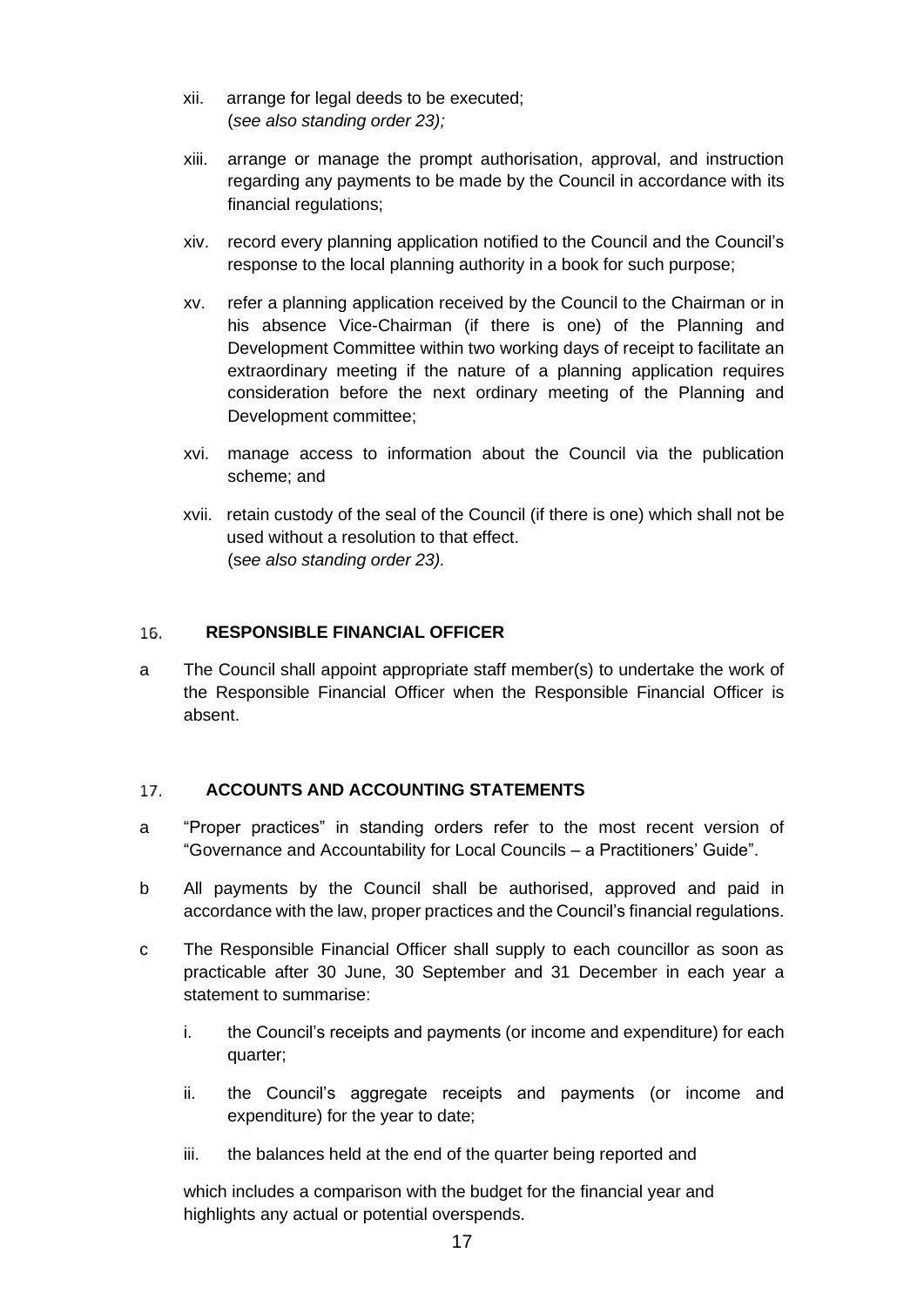xii. arrange for legal deeds to be executed;
   (*see also standing order 23);*

xiii. arrange or manage the prompt authorisation, approval, and instruction regarding any payments to be made by the Council in accordance with its financial regulations;

xiv. record every planning application notified to the Council and the Council's response to the local planning authority in a book for such purpose;

xv. refer a planning application received by the Council to the Chairman or in his absence Vice-Chairman (if there is one) of the Planning and Development Committee within two working days of receipt to facilitate an extraordinary meeting if the nature of a planning application requires consideration before the next ordinary meeting of the Planning and Development committee;

xvi. manage access to information about the Council via the publication scheme; and

xvii. retain custody of the seal of the Council (if there is one) which shall not be used without a resolution to that effect.
   (s*ee also standing order 23).*

## 16. RESPONSIBLE FINANCIAL OFFICER

a The Council shall appoint appropriate staff member(s) to undertake the work of the Responsible Financial Officer when the Responsible Financial Officer is absent.

## 17. ACCOUNTS AND ACCOUNTING STATEMENTS

a "Proper practices" in standing orders refer to the most recent version of "Governance and Accountability for Local Councils – a Practitioners' Guide".

b All payments by the Council shall be authorised, approved and paid in accordance with the law, proper practices and the Council's financial regulations.

c The Responsible Financial Officer shall supply to each councillor as soon as practicable after 30 June, 30 September and 31 December in each year a statement to summarise:

   i. the Council's receipts and payments (or income and expenditure) for each quarter;

   ii. the Council's aggregate receipts and payments (or income and expenditure) for the year to date;

   iii. the balances held at the end of the quarter being reported and

   which includes a comparison with the budget for the financial year and highlights any actual or potential overspends.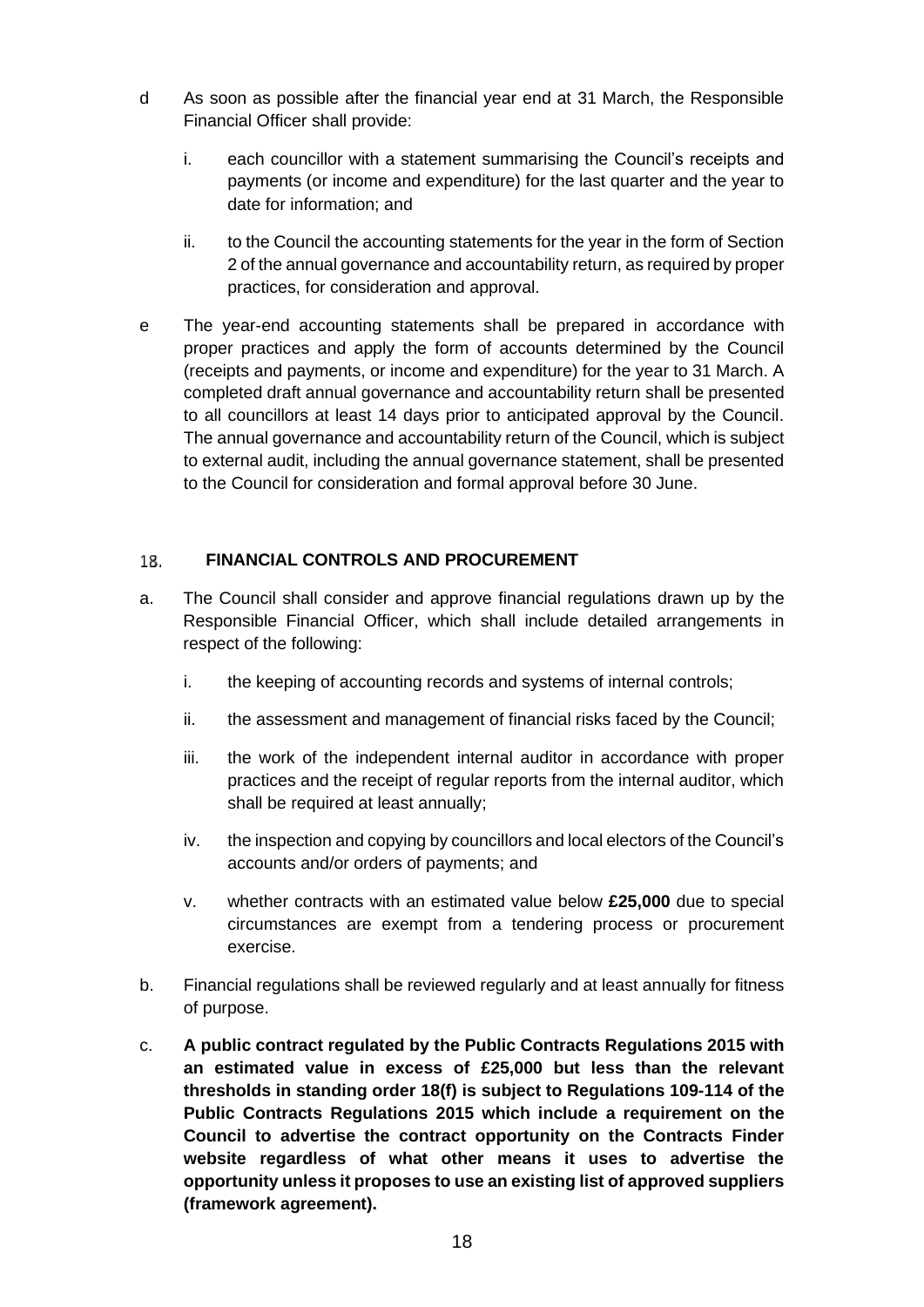d. As soon as possible after the financial year end at 31 March, the Responsible Financial Officer shall provide:

   i. each councillor with a statement summarising the Council's receipts and payments (or income and expenditure) for the last quarter and the year to date for information; and

   ii. to the Council the accounting statements for the year in the form of Section 2 of the annual governance and accountability return, as required by proper practices, for consideration and approval.

e. The year-end accounting statements shall be prepared in accordance with proper practices and apply the form of accounts determined by the Council (receipts and payments, or income and expenditure) for the year to 31 March. A completed draft annual governance and accountability return shall be presented to all councillors at least 14 days prior to anticipated approval by the Council. The annual governance and accountability return of the Council, which is subject to external audit, including the annual governance statement, shall be presented to the Council for consideration and formal approval before 30 June.

## 18. FINANCIAL CONTROLS AND PROCUREMENT

a. The Council shall consider and approve financial regulations drawn up by the Responsible Financial Officer, which shall include detailed arrangements in respect of the following:

   i. the keeping of accounting records and systems of internal controls;

   ii. the assessment and management of financial risks faced by the Council;

   iii. the work of the independent internal auditor in accordance with proper practices and the receipt of regular reports from the internal auditor, which shall be required at least annually;

   iv. the inspection and copying by councillors and local electors of the Council's accounts and/or orders of payments; and

   v. whether contracts with an estimated value below **£25,000** due to special circumstances are exempt from a tendering process or procurement exercise.

b. Financial regulations shall be reviewed regularly and at least annually for fitness of purpose.

c. **A public contract regulated by the Public Contracts Regulations 2015 with an estimated value in excess of £25,000 but less than the relevant thresholds in standing order 18(f) is subject to Regulations 109-114 of the Public Contracts Regulations 2015 which include a requirement on the Council to advertise the contract opportunity on the Contracts Finder website regardless of what other means it uses to advertise the opportunity unless it proposes to use an existing list of approved suppliers (framework agreement).**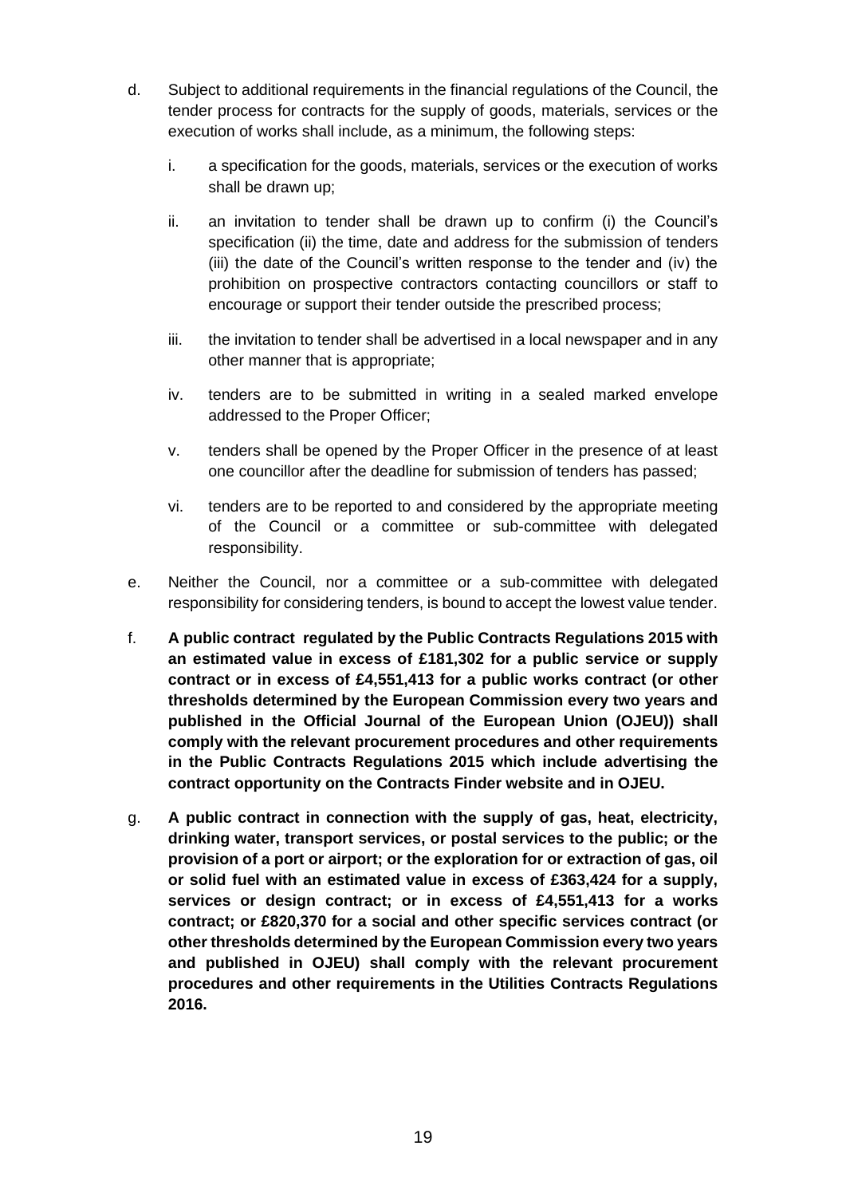d. Subject to additional requirements in the financial regulations of the Council, the tender process for contracts for the supply of goods, materials, services or the execution of works shall include, as a minimum, the following steps:

   i. a specification for the goods, materials, services or the execution of works shall be drawn up;

   ii. an invitation to tender shall be drawn up to confirm (i) the Council's specification (ii) the time, date and address for the submission of tenders (iii) the date of the Council's written response to the tender and (iv) the prohibition on prospective contractors contacting councillors or staff to encourage or support their tender outside the prescribed process;

   iii. the invitation to tender shall be advertised in a local newspaper and in any other manner that is appropriate;

   iv. tenders are to be submitted in writing in a sealed marked envelope addressed to the Proper Officer;

   v. tenders shall be opened by the Proper Officer in the presence of at least one councillor after the deadline for submission of tenders has passed;

   vi. tenders are to be reported to and considered by the appropriate meeting of the Council or a committee or sub-committee with delegated responsibility.

e. Neither the Council, nor a committee or a sub-committee with delegated responsibility for considering tenders, is bound to accept the lowest value tender.

f. **A public contract regulated by the Public Contracts Regulations 2015 with an estimated value in excess of £181,302 for a public service or supply contract or in excess of £4,551,413 for a public works contract (or other thresholds determined by the European Commission every two years and published in the Official Journal of the European Union (OJEU)) shall comply with the relevant procurement procedures and other requirements in the Public Contracts Regulations 2015 which include advertising the contract opportunity on the Contracts Finder website and in OJEU.**

g. **A public contract in connection with the supply of gas, heat, electricity, drinking water, transport services, or postal services to the public; or the provision of a port or airport; or the exploration for or extraction of gas, oil or solid fuel with an estimated value in excess of £363,424 for a supply, services or design contract; or in excess of £4,551,413 for a works contract; or £820,370 for a social and other specific services contract (or other thresholds determined by the European Commission every two years and published in OJEU) shall comply with the relevant procurement procedures and other requirements in the Utilities Contracts Regulations 2016.**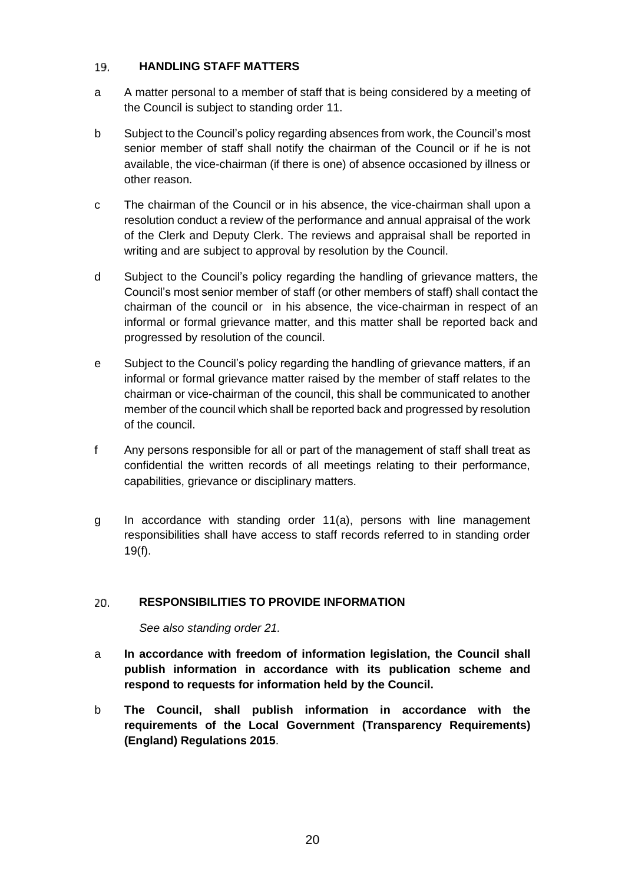## 19. HANDLING STAFF MATTERS

a A matter personal to a member of staff that is being considered by a meeting of the Council is subject to standing order 11.

b Subject to the Council's policy regarding absences from work, the Council's most senior member of staff shall notify the chairman of the Council or if he is not available, the vice-chairman (if there is one) of absence occasioned by illness or other reason.

c The chairman of the Council or in his absence, the vice-chairman shall upon a resolution conduct a review of the performance and annual appraisal of the work of the Clerk and Deputy Clerk. The reviews and appraisal shall be reported in writing and are subject to approval by resolution by the Council.

d Subject to the Council's policy regarding the handling of grievance matters, the Council's most senior member of staff (or other members of staff) shall contact the chairman of the council or in his absence, the vice-chairman in respect of an informal or formal grievance matter, and this matter shall be reported back and progressed by resolution of the council.

e Subject to the Council's policy regarding the handling of grievance matters, if an informal or formal grievance matter raised by the member of staff relates to the chairman or vice-chairman of the council, this shall be communicated to another member of the council which shall be reported back and progressed by resolution of the council.

f Any persons responsible for all or part of the management of staff shall treat as confidential the written records of all meetings relating to their performance, capabilities, grievance or disciplinary matters.

g In accordance with standing order 11(a), persons with line management responsibilities shall have access to staff records referred to in standing order 19(f).

## 20. RESPONSIBILITIES TO PROVIDE INFORMATION

*See also standing order 21.*

a **In accordance with freedom of information legislation, the Council shall publish information in accordance with its publication scheme and respond to requests for information held by the Council.**

b **The Council, shall publish information in accordance with the requirements of the Local Government (Transparency Requirements) (England) Regulations 2015**.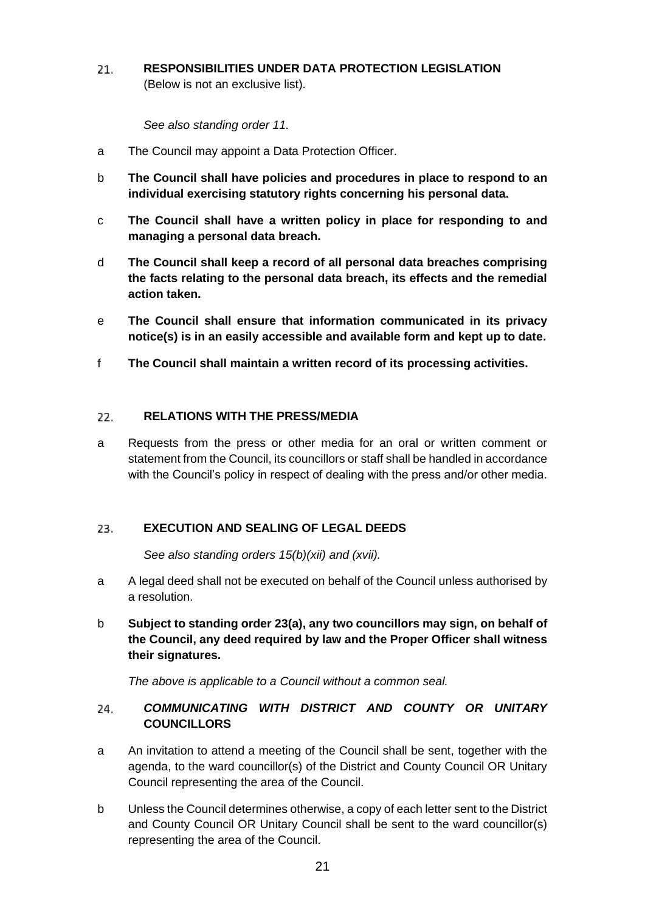## 21. RESPONSIBILITIES UNDER DATA PROTECTION LEGISLATION

(Below is not an exclusive list).

*See also standing order 11.*

a The Council may appoint a Data Protection Officer.

b **The Council shall have policies and procedures in place to respond to an individual exercising statutory rights concerning his personal data.**

c **The Council shall have a written policy in place for responding to and managing a personal data breach.**

d **The Council shall keep a record of all personal data breaches comprising the facts relating to the personal data breach, its effects and the remedial action taken.**

e **The Council shall ensure that information communicated in its privacy notice(s) is in an easily accessible and available form and kept up to date.**

f **The Council shall maintain a written record of its processing activities.**

## 22. RELATIONS WITH THE PRESS/MEDIA

a Requests from the press or other media for an oral or written comment or statement from the Council, its councillors or staff shall be handled in accordance with the Council's policy in respect of dealing with the press and/or other media.

## 23. EXECUTION AND SEALING OF LEGAL DEEDS

*See also standing orders 15(b)(xii) and (xvii).*

a A legal deed shall not be executed on behalf of the Council unless authorised by a resolution.

b **Subject to standing order 23(a), any two councillors may sign, on behalf of the Council, any deed required by law and the Proper Officer shall witness their signatures.**

*The above is applicable to a Council without a common seal.*

## 24. *COMMUNICATING WITH DISTRICT AND COUNTY OR UNITARY* COUNCILLORS

a An invitation to attend a meeting of the Council shall be sent, together with the agenda, to the ward councillor(s) of the District and County Council OR Unitary Council representing the area of the Council.

b Unless the Council determines otherwise, a copy of each letter sent to the District and County Council OR Unitary Council shall be sent to the ward councillor(s) representing the area of the Council.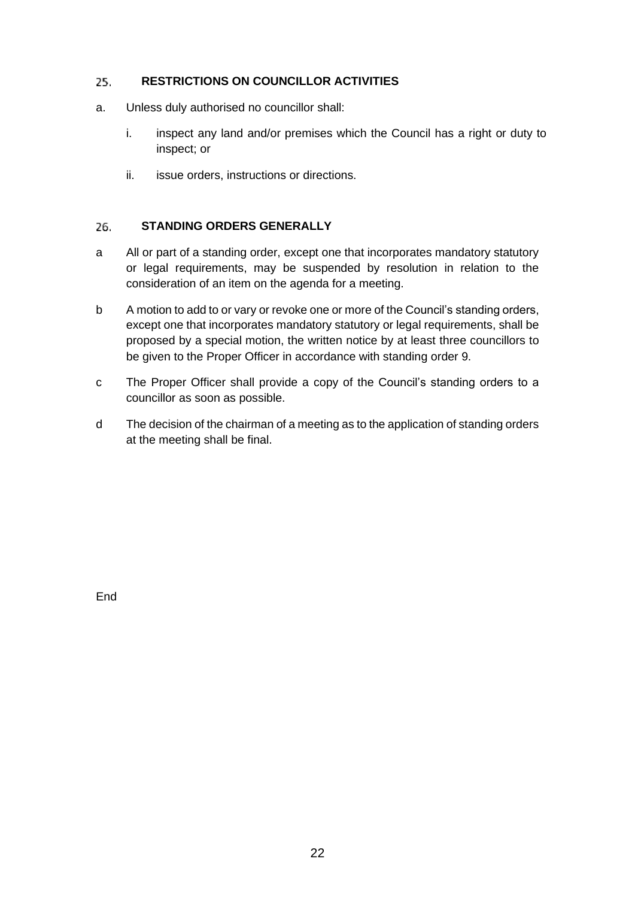## 25. RESTRICTIONS ON COUNCILLOR ACTIVITIES

a. Unless duly authorised no councillor shall:

   i. inspect any land and/or premises which the Council has a right or duty to inspect; or

   ii. issue orders, instructions or directions.

## 26. STANDING ORDERS GENERALLY

a All or part of a standing order, except one that incorporates mandatory statutory or legal requirements, may be suspended by resolution in relation to the consideration of an item on the agenda for a meeting.

b A motion to add to or vary or revoke one or more of the Council's standing orders, except one that incorporates mandatory statutory or legal requirements, shall be proposed by a special motion, the written notice by at least three councillors to be given to the Proper Officer in accordance with standing order 9.

c The Proper Officer shall provide a copy of the Council's standing orders to a councillor as soon as possible.

d The decision of the chairman of a meeting as to the application of standing orders at the meeting shall be final.

End